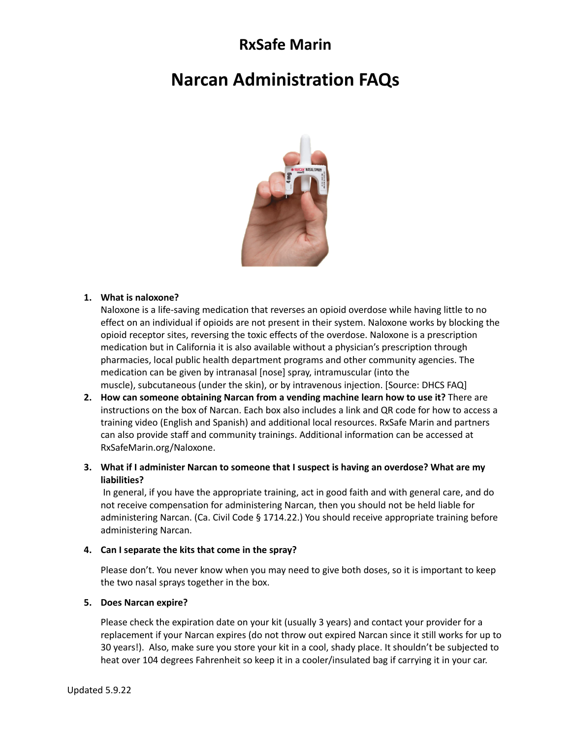# RxSafe Marin

# Narcan Administration FAQs

1. **What is naloxone?**
   Naloxone is a life-saving medication that reverses an opioid overdose while having little to no effect on an individual if opioids are not present in their system. Naloxone works by blocking the opioid receptor sites, reversing the toxic effects of the overdose. Naloxone is a prescription medication but in California it is also available without a physician's prescription through pharmacies, local public health department programs and other community agencies. The medication can be given by intranasal [nose] spray, intramuscular (into the muscle), subcutaneous (under the skin), or by intravenous injection. [Source: DHCS FAQ]

2. **How can someone obtaining Narcan from a vending machine learn how to use it?** There are instructions on the box of Narcan. Each box also includes a link and QR code for how to access a training video (English and Spanish) and additional local resources. RxSafe Marin and partners can also provide staff and community trainings. Additional information can be accessed at RxSafeMarin.org/Naloxone.

3. **What if I administer Narcan to someone that I suspect is having an overdose? What are my liabilities?**
   In general, if you have the appropriate training, act in good faith and with general care, and do not receive compensation for administering Narcan, then you should not be held liable for administering Narcan. (Ca. Civil Code § 1714.22.) You should receive appropriate training before administering Narcan.

4. **Can I separate the kits that come in the spray?**

   Please don't. You never know when you may need to give both doses, so it is important to keep the two nasal sprays together in the box.

5. **Does Narcan expire?**

   Please check the expiration date on your kit (usually 3 years) and contact your provider for a replacement if your Narcan expires (do not throw out expired Narcan since it still works for up to 30 years!). Also, make sure you store your kit in a cool, shady place. It shouldn't be subjected to heat over 104 degrees Fahrenheit so keep it in a cooler/insulated bag if carrying it in your car.

Updated 5.9.22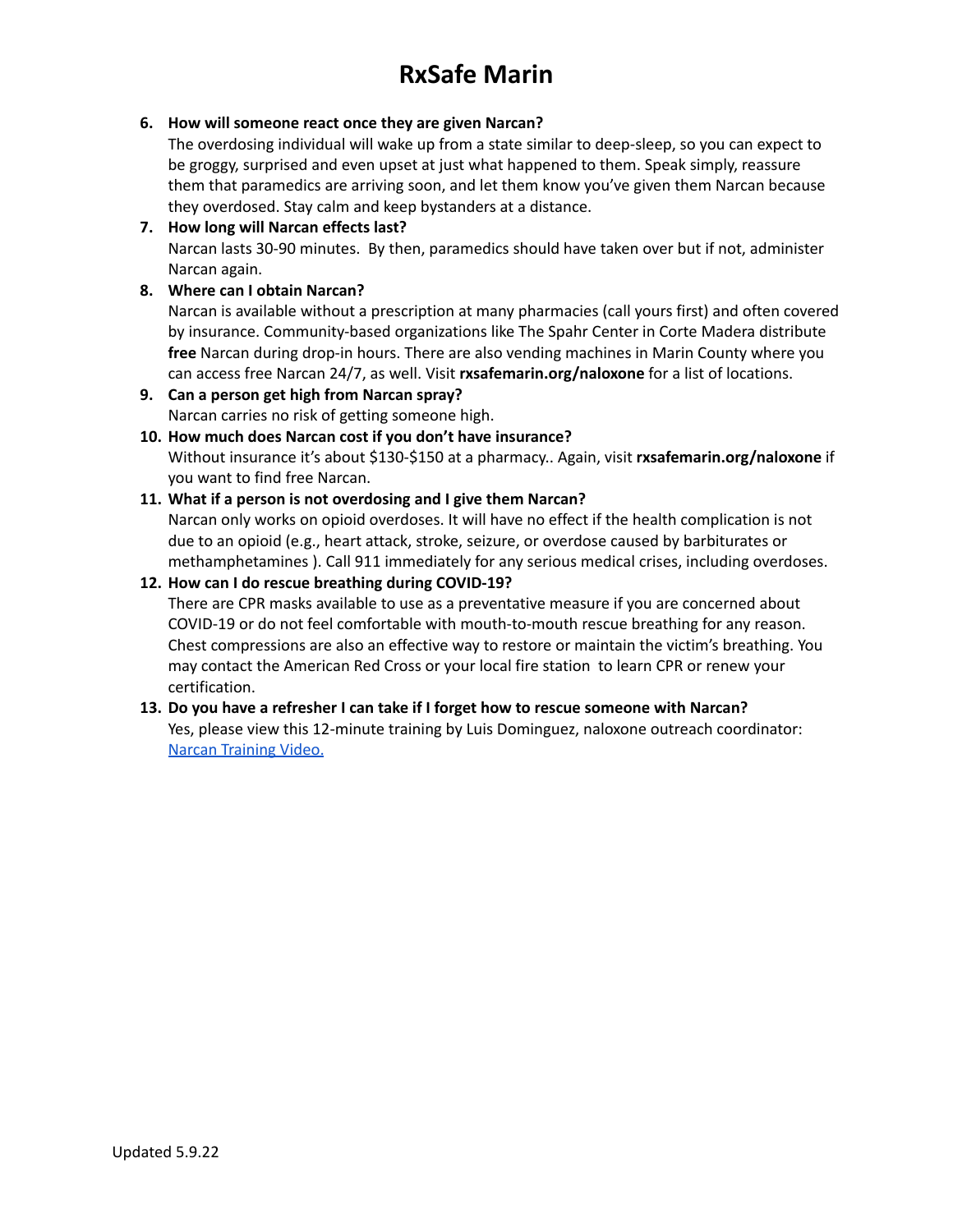# RxSafe Marin

6. **How will someone react once they are given Narcan?**
   The overdosing individual will wake up from a state similar to deep-sleep, so you can expect to be groggy, surprised and even upset at just what happened to them. Speak simply, reassure them that paramedics are arriving soon, and let them know you've given them Narcan because they overdosed. Stay calm and keep bystanders at a distance.
7. **How long will Narcan effects last?**
   Narcan lasts 30-90 minutes. By then, paramedics should have taken over but if not, administer Narcan again.
8. **Where can I obtain Narcan?**
   Narcan is available without a prescription at many pharmacies (call yours first) and often covered by insurance. Community-based organizations like The Spahr Center in Corte Madera distribute **free** Narcan during drop-in hours. There are also vending machines in Marin County where you can access free Narcan 24/7, as well. Visit **rxsafemarin.org/naloxone** for a list of locations.
9. **Can a person get high from Narcan spray?**
   Narcan carries no risk of getting someone high.
10. **How much does Narcan cost if you don't have insurance?**
    Without insurance it's about $130-$150 at a pharmacy.. Again, visit **rxsafemarin.org/naloxone** if you want to find free Narcan.
11. **What if a person is not overdosing and I give them Narcan?**
    Narcan only works on opioid overdoses. It will have no effect if the health complication is not due to an opioid (e.g., heart attack, stroke, seizure, or overdose caused by barbiturates or methamphetamines ). Call 911 immediately for any serious medical crises, including overdoses.
12. **How can I do rescue breathing during COVID-19?**
    There are CPR masks available to use as a preventative measure if you are concerned about COVID-19 or do not feel comfortable with mouth-to-mouth rescue breathing for any reason. Chest compressions are also an effective way to restore or maintain the victim's breathing. You may contact the American Red Cross or your local fire station to learn CPR or renew your certification.
13. **Do you have a refresher I can take if I forget how to rescue someone with Narcan?**
    Yes, please view this 12-minute training by Luis Dominguez, naloxone outreach coordinator: Narcan Training Video.

Updated 5.9.22